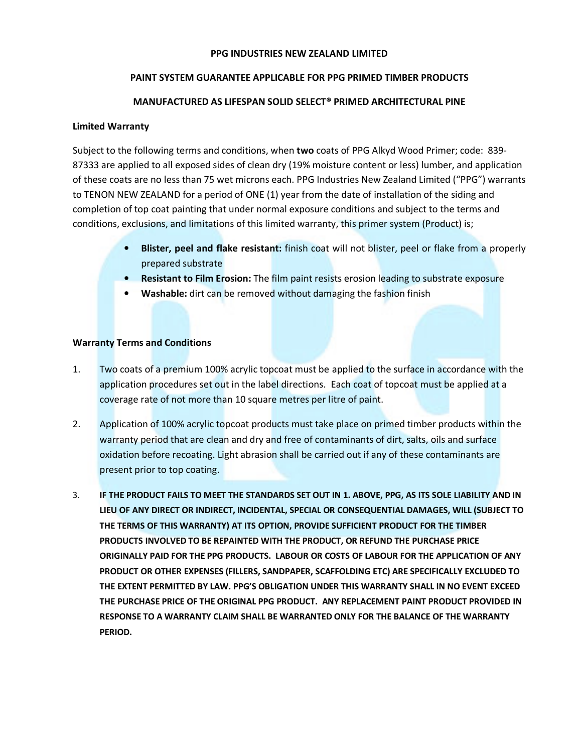**PPG INDUSTRIES NEW ZEALAND LIMITED**

**PAINT SYSTEM GUARANTEE APPLICABLE FOR PPG PRIMED TIMBER PRODUCTS**

**MANUFACTURED AS LIFESPAN SOLID SELECT® PRIMED ARCHITECTURAL PINE**

**Limited Warranty**

Subject to the following terms and conditions, when **two** coats of PPG Alkyd Wood Primer; code: 839-87333 are applied to all exposed sides of clean dry (19% moisture content or less) lumber, and application of these coats are no less than 75 wet microns each. PPG Industries New Zealand Limited ("PPG") warrants to TENON NEW ZEALAND for a period of ONE (1) year from the date of installation of the siding and completion of top coat painting that under normal exposure conditions and subject to the terms and conditions, exclusions, and limitations of this limited warranty, this primer system (Product) is;

- **Blister, peel and flake resistant:** finish coat will not blister, peel or flake from a properly prepared substrate
- **Resistant to Film Erosion:** The film paint resists erosion leading to substrate exposure
- **Washable:** dirt can be removed without damaging the fashion finish

**Warranty Terms and Conditions**

1. Two coats of a premium 100% acrylic topcoat must be applied to the surface in accordance with the application procedures set out in the label directions. Each coat of topcoat must be applied at a coverage rate of not more than 10 square metres per litre of paint.

2. Application of 100% acrylic topcoat products must take place on primed timber products within the warranty period that are clean and dry and free of contaminants of dirt, salts, oils and surface oxidation before recoating. Light abrasion shall be carried out if any of these contaminants are present prior to top coating.

3. **IF THE PRODUCT FAILS TO MEET THE STANDARDS SET OUT IN 1. ABOVE, PPG, AS ITS SOLE LIABILITY AND IN LIEU OF ANY DIRECT OR INDIRECT, INCIDENTAL, SPECIAL OR CONSEQUENTIAL DAMAGES, WILL (SUBJECT TO THE TERMS OF THIS WARRANTY) AT ITS OPTION, PROVIDE SUFFICIENT PRODUCT FOR THE TIMBER PRODUCTS INVOLVED TO BE REPAINTED WITH THE PRODUCT, OR REFUND THE PURCHASE PRICE ORIGINALLY PAID FOR THE PPG PRODUCTS. LABOUR OR COSTS OF LABOUR FOR THE APPLICATION OF ANY PRODUCT OR OTHER EXPENSES (FILLERS, SANDPAPER, SCAFFOLDING ETC) ARE SPECIFICALLY EXCLUDED TO THE EXTENT PERMITTED BY LAW. PPG'S OBLIGATION UNDER THIS WARRANTY SHALL IN NO EVENT EXCEED THE PURCHASE PRICE OF THE ORIGINAL PPG PRODUCT. ANY REPLACEMENT PAINT PRODUCT PROVIDED IN RESPONSE TO A WARRANTY CLAIM SHALL BE WARRANTED ONLY FOR THE BALANCE OF THE WARRANTY PERIOD.**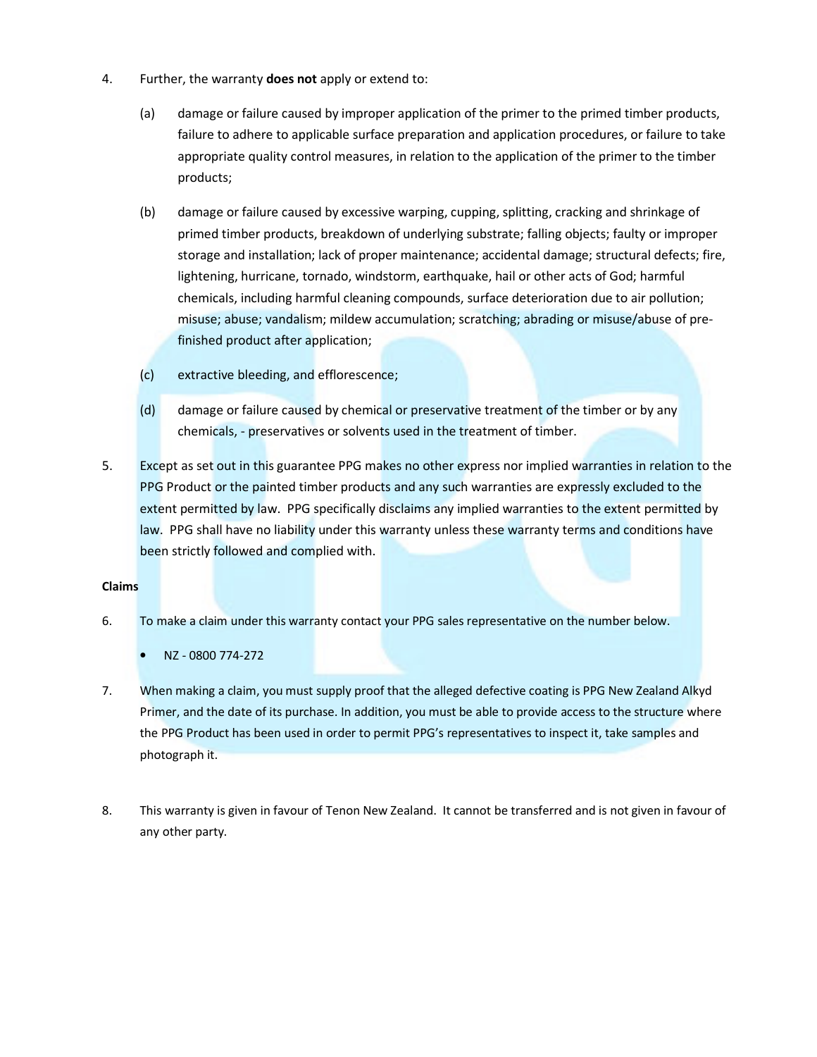4. Further, the warranty **does not** apply or extend to:

   (a) damage or failure caused by improper application of the primer to the primed timber products, failure to adhere to applicable surface preparation and application procedures, or failure to take appropriate quality control measures, in relation to the application of the primer to the timber products;

   (b) damage or failure caused by excessive warping, cupping, splitting, cracking and shrinkage of primed timber products, breakdown of underlying substrate; falling objects; faulty or improper storage and installation; lack of proper maintenance; accidental damage; structural defects; fire, lightening, hurricane, tornado, windstorm, earthquake, hail or other acts of God; harmful chemicals, including harmful cleaning compounds, surface deterioration due to air pollution; misuse; abuse; vandalism; mildew accumulation; scratching; abrading or misuse/abuse of pre-finished product after application;

   (c) extractive bleeding, and efflorescence;

   (d) damage or failure caused by chemical or preservative treatment of the timber or by any chemicals, - preservatives or solvents used in the treatment of timber.

5. Except as set out in this guarantee PPG makes no other express nor implied warranties in relation to the PPG Product or the painted timber products and any such warranties are expressly excluded to the extent permitted by law. PPG specifically disclaims any implied warranties to the extent permitted by law. PPG shall have no liability under this warranty unless these warranty terms and conditions have been strictly followed and complied with.

**Claims**

6. To make a claim under this warranty contact your PPG sales representative on the number below.

   - NZ - 0800 774-272

7. When making a claim, you must supply proof that the alleged defective coating is PPG New Zealand Alkyd Primer, and the date of its purchase. In addition, you must be able to provide access to the structure where the PPG Product has been used in order to permit PPG's representatives to inspect it, take samples and photograph it.

8. This warranty is given in favour of Tenon New Zealand. It cannot be transferred and is not given in favour of any other party.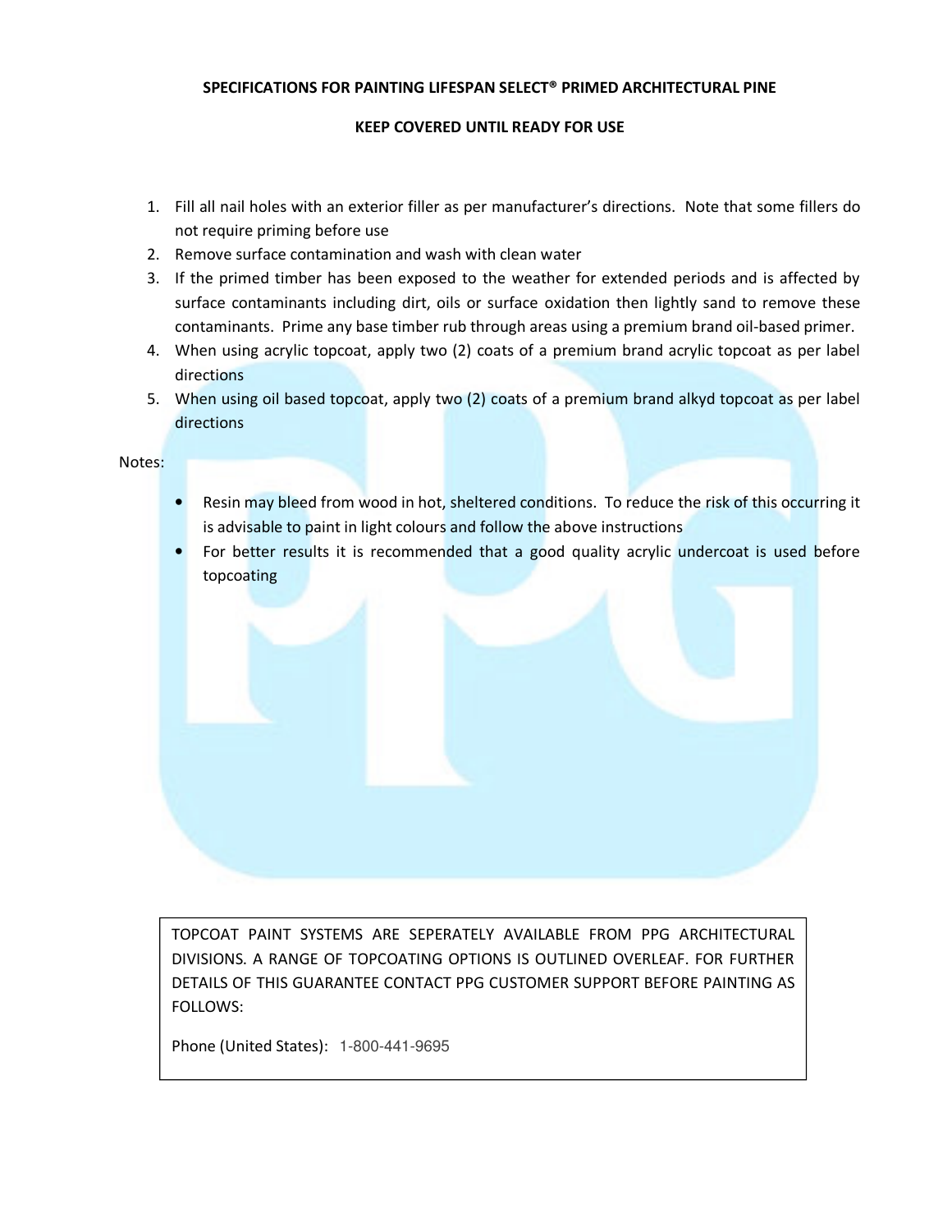**SPECIFICATIONS FOR PAINTING LIFESPAN SELECT® PRIMED ARCHITECTURAL PINE**

**KEEP COVERED UNTIL READY FOR USE**

1. Fill all nail holes with an exterior filler as per manufacturer's directions. Note that some fillers do not require priming before use
2. Remove surface contamination and wash with clean water
3. If the primed timber has been exposed to the weather for extended periods and is affected by surface contaminants including dirt, oils or surface oxidation then lightly sand to remove these contaminants. Prime any base timber rub through areas using a premium brand oil-based primer.
4. When using acrylic topcoat, apply two (2) coats of a premium brand acrylic topcoat as per label directions
5. When using oil based topcoat, apply two (2) coats of a premium brand alkyd topcoat as per label directions

Notes:

- Resin may bleed from wood in hot, sheltered conditions. To reduce the risk of this occurring it is advisable to paint in light colours and follow the above instructions
- For better results it is recommended that a good quality acrylic undercoat is used before topcoating

TOPCOAT PAINT SYSTEMS ARE SEPERATELY AVAILABLE FROM PPG ARCHITECTURAL DIVISIONS. A RANGE OF TOPCOATING OPTIONS IS OUTLINED OVERLEAF. FOR FURTHER DETAILS OF THIS GUARANTEE CONTACT PPG CUSTOMER SUPPORT BEFORE PAINTING AS FOLLOWS:

Phone (United States): 1-800-441-9695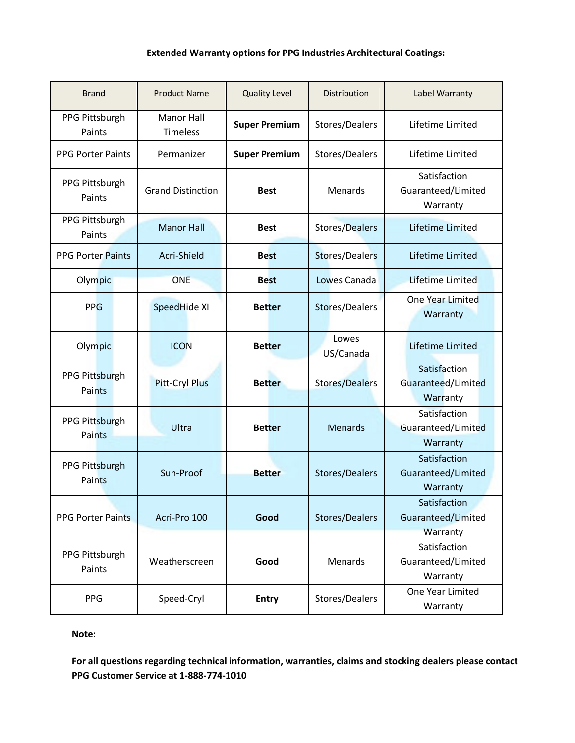**Extended Warranty options for PPG Industries Architectural Coatings:**

| Brand | Product Name | Quality Level | Distribution | Label Warranty |
|---|---|---|---|---|
| PPG Pittsburgh Paints | Manor Hall Timeless | **Super Premium** | Stores/Dealers | Lifetime Limited |
| PPG Porter Paints | Permanizer | **Super Premium** | Stores/Dealers | Lifetime Limited |
| PPG Pittsburgh Paints | Grand Distinction | **Best** | Menards | Satisfaction Guaranteed/Limited Warranty |
| PPG Pittsburgh Paints | Manor Hall | **Best** | Stores/Dealers | Lifetime Limited |
| PPG Porter Paints | Acri-Shield | **Best** | Stores/Dealers | Lifetime Limited |
| Olympic | ONE | **Best** | Lowes Canada | Lifetime Limited |
| PPG | SpeedHide XI | **Better** | Stores/Dealers | One Year Limited Warranty |
| Olympic | ICON | **Better** | Lowes US/Canada | Lifetime Limited |
| PPG Pittsburgh Paints | Pitt-Cryl Plus | **Better** | Stores/Dealers | Satisfaction Guaranteed/Limited Warranty |
| PPG Pittsburgh Paints | Ultra | **Better** | Menards | Satisfaction Guaranteed/Limited Warranty |
| PPG Pittsburgh Paints | Sun-Proof | **Better** | Stores/Dealers | Satisfaction Guaranteed/Limited Warranty |
| PPG Porter Paints | Acri-Pro 100 | **Good** | Stores/Dealers | Satisfaction Guaranteed/Limited Warranty |
| PPG Pittsburgh Paints | Weatherscreen | **Good** | Menards | Satisfaction Guaranteed/Limited Warranty |
| PPG | Speed-Cryl | **Entry** | Stores/Dealers | One Year Limited Warranty |

**Note:**

**For all questions regarding technical information, warranties, claims and stocking dealers please contact PPG Customer Service at 1-888-774-1010**